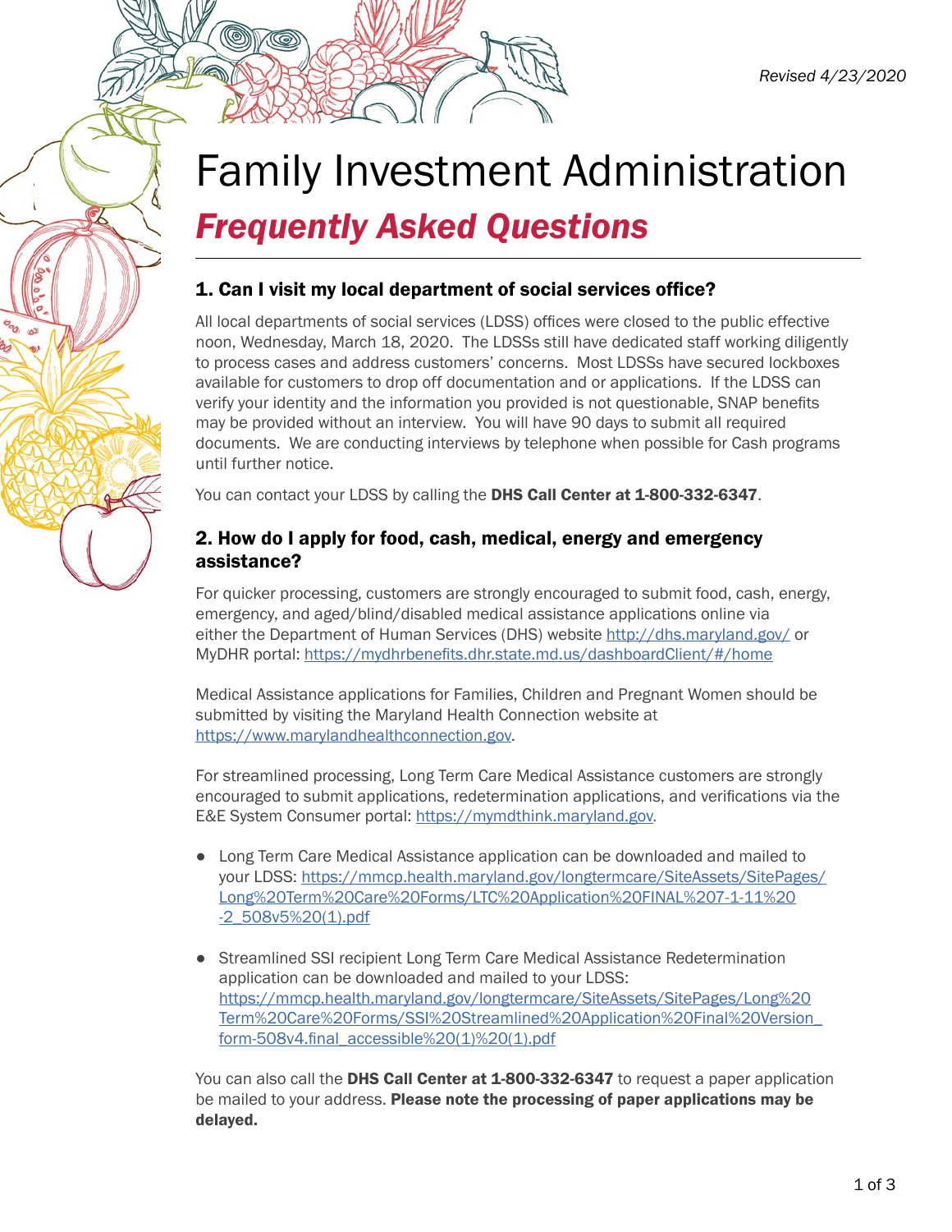*Revised 4/23/2020*

# Family Investment Administration

## ***Frequently Asked Questions***

### 1. Can I visit my local department of social services office?

All local departments of social services (LDSS) offices were closed to the public effective noon, Wednesday, March 18, 2020. The LDSSs still have dedicated staff working diligently to process cases and address customers' concerns. Most LDSSs have secured lockboxes available for customers to drop off documentation and or applications. If the LDSS can verify your identity and the information you provided is not questionable, SNAP benefits may be provided without an interview. You will have 90 days to submit all required documents. We are conducting interviews by telephone when possible for Cash programs until further notice.

You can contact your LDSS by calling the **DHS Call Center at 1-800-332-6347**.

### 2. How do I apply for food, cash, medical, energy and emergency assistance?

For quicker processing, customers are strongly encouraged to submit food, cash, energy, emergency, and aged/blind/disabled medical assistance applications online via either the Department of Human Services (DHS) website http://dhs.maryland.gov/ or MyDHR portal: https://mydhrbenefits.dhr.state.md.us/dashboardClient/#/home

Medical Assistance applications for Families, Children and Pregnant Women should be submitted by visiting the Maryland Health Connection website at https://www.marylandhealthconnection.gov.

For streamlined processing, Long Term Care Medical Assistance customers are strongly encouraged to submit applications, redetermination applications, and verifications via the E&E System Consumer portal: https://mymdthink.maryland.gov.

- Long Term Care Medical Assistance application can be downloaded and mailed to your LDSS: https://mmcp.health.maryland.gov/longtermcare/SiteAssets/SitePages/Long%20Term%20Care%20Forms/LTC%20Application%20FINAL%207-1-11%20-2_508v5%20(1).pdf
- Streamlined SSI recipient Long Term Care Medical Assistance Redetermination application can be downloaded and mailed to your LDSS: https://mmcp.health.maryland.gov/longtermcare/SiteAssets/SitePages/Long%20Term%20Care%20Forms/SSI%20Streamlined%20Application%20Final%20Version_form-508v4.final_accessible%20(1)%20(1).pdf

You can also call the **DHS Call Center at 1-800-332-6347** to request a paper application be mailed to your address. **Please note the processing of paper applications may be delayed.**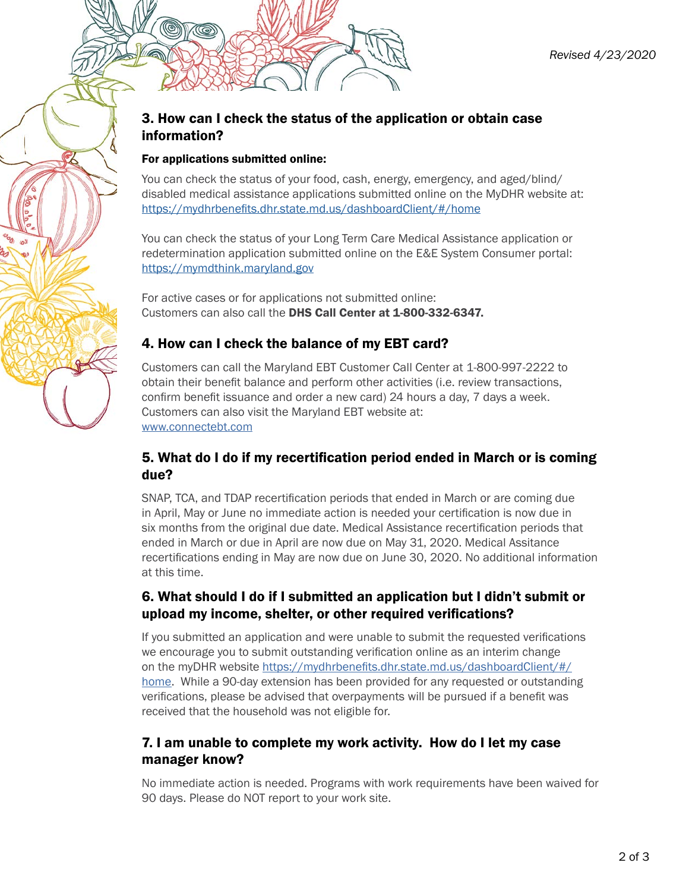*Revised 4/23/2020*

## 3. How can I check the status of the application or obtain case information?

**For applications submitted online:**

You can check the status of your food, cash, energy, emergency, and aged/blind/disabled medical assistance applications submitted online on the MyDHR website at: https://mydhrbenefits.dhr.state.md.us/dashboardClient/#/home

You can check the status of your Long Term Care Medical Assistance application or redetermination application submitted online on the E&E System Consumer portal: https://mymdthink.maryland.gov

For active cases or for applications not submitted online:
Customers can also call the **DHS Call Center at 1-800-332-6347.**

## 4. How can I check the balance of my EBT card?

Customers can call the Maryland EBT Customer Call Center at 1-800-997-2222 to obtain their benefit balance and perform other activities (i.e. review transactions, confirm benefit issuance and order a new card) 24 hours a day, 7 days a week. Customers can also visit the Maryland EBT website at: www.connectebt.com

## 5. What do I do if my recertification period ended in March or is coming due?

SNAP, TCA, and TDAP recertification periods that ended in March or are coming due in April, May or June no immediate action is needed your certification is now due in six months from the original due date. Medical Assistance recertification periods that ended in March or due in April are now due on May 31, 2020. Medical Assitance recertifications ending in May are now due on June 30, 2020. No additional information at this time.

## 6. What should I do if I submitted an application but I didn't submit or upload my income, shelter, or other required verifications?

If you submitted an application and were unable to submit the requested verifications we encourage you to submit outstanding verification online as an interim change on the myDHR website https://mydhrbenefits.dhr.state.md.us/dashboardClient/#/home. While a 90-day extension has been provided for any requested or outstanding verifications, please be advised that overpayments will be pursued if a benefit was received that the household was not eligible for.

## 7. I am unable to complete my work activity. How do I let my case manager know?

No immediate action is needed. Programs with work requirements have been waived for 90 days. Please do NOT report to your work site.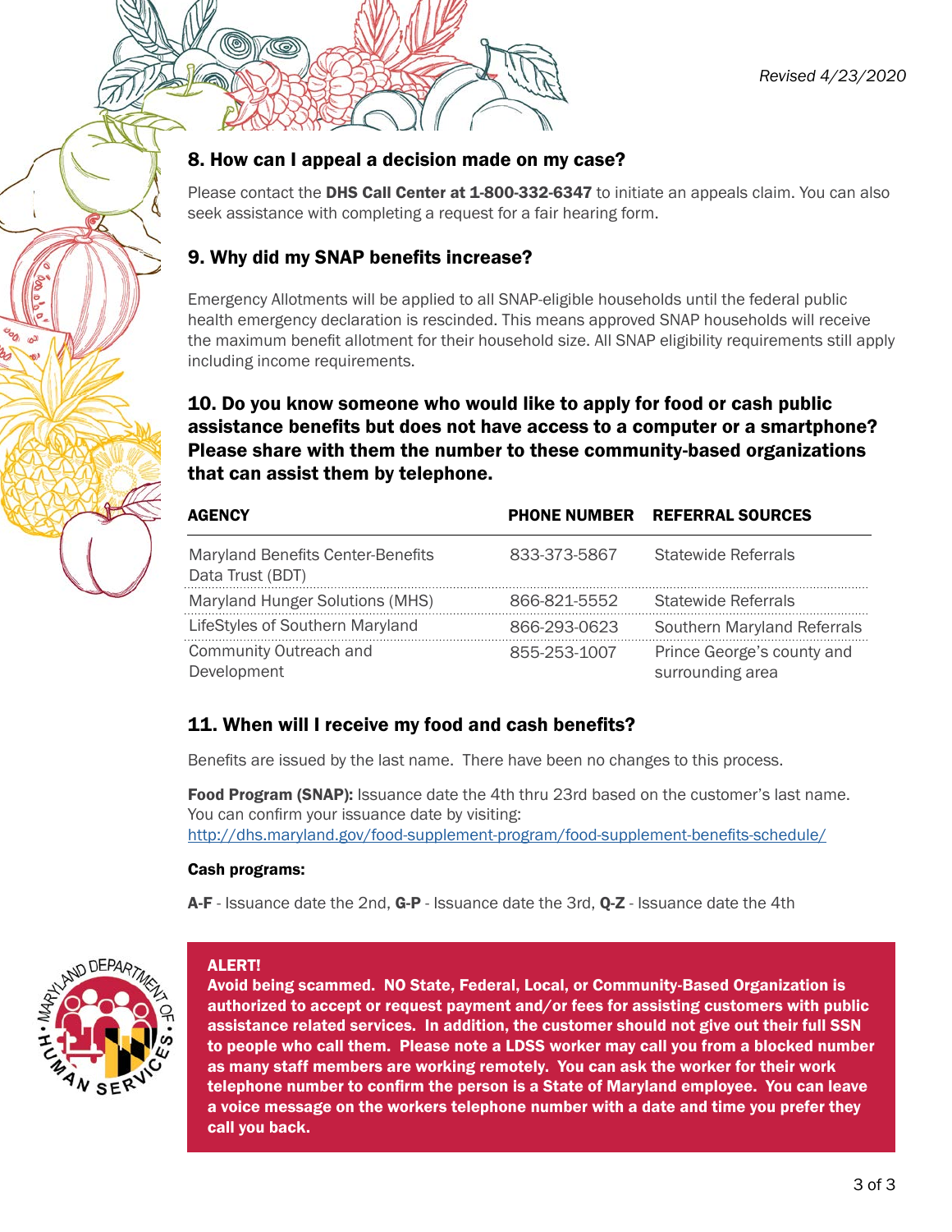*Revised 4/23/2020*

## 8. How can I appeal a decision made on my case?

Please contact the **DHS Call Center at 1-800-332-6347** to initiate an appeals claim. You can also seek assistance with completing a request for a fair hearing form.

## 9. Why did my SNAP benefits increase?

Emergency Allotments will be applied to all SNAP-eligible households until the federal public health emergency declaration is rescinded. This means approved SNAP households will receive the maximum benefit allotment for their household size. All SNAP eligibility requirements still apply including income requirements.

## 10. Do you know someone who would like to apply for food or cash public assistance benefits but does not have access to a computer or a smartphone? Please share with them the number to these community-based organizations that can assist them by telephone.

| AGENCY | PHONE NUMBER | REFERRAL SOURCES |
|---|---|---|
| Maryland Benefits Center-Benefits Data Trust (BDT) | 833-373-5867 | Statewide Referrals |
| Maryland Hunger Solutions (MHS) | 866-821-5552 | Statewide Referrals |
| LifeStyles of Southern Maryland | 866-293-0623 | Southern Maryland Referrals |
| Community Outreach and Development | 855-253-1007 | Prince George's county and surrounding area |

## 11. When will I receive my food and cash benefits?

Benefits are issued by the last name. There have been no changes to this process.

**Food Program (SNAP):** Issuance date the 4th thru 23rd based on the customer's last name. You can confirm your issuance date by visiting: http://dhs.maryland.gov/food-supplement-program/food-supplement-benefits-schedule/

**Cash programs:**

**A-F** - Issuance date the 2nd, **G-P** - Issuance date the 3rd, **Q-Z** - Issuance date the 4th

**ALERT!**
**Avoid being scammed. NO State, Federal, Local, or Community-Based Organization is authorized to accept or request payment and/or fees for assisting customers with public assistance related services. In addition, the customer should not give out their full SSN to people who call them. Please note a LDSS worker may call you from a blocked number as many staff members are working remotely. You can ask the worker for their work telephone number to confirm the person is a State of Maryland employee. You can leave a voice message on the workers telephone number with a date and time you prefer they call you back.**